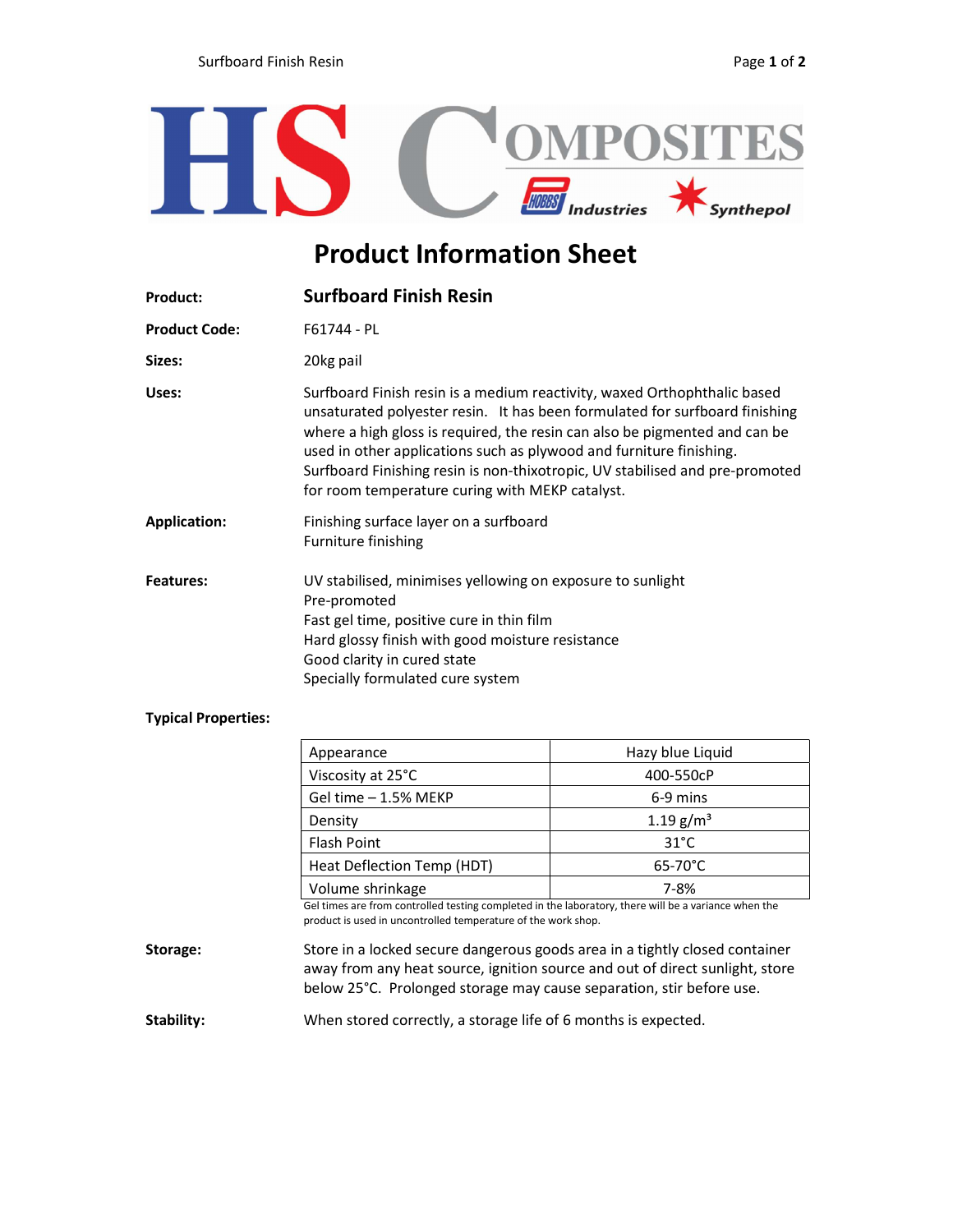# Product Information Sheet

**Product:** **Surfboard Finish Resin**

**Product Code:** F61744 - PL

**Sizes:** 20kg pail

**Uses:** Surfboard Finish resin is a medium reactivity, waxed Orthophthalic based unsaturated polyester resin. It has been formulated for surfboard finishing where a high gloss is required, the resin can also be pigmented and can be used in other applications such as plywood and furniture finishing. Surfboard Finishing resin is non-thixotropic, UV stabilised and pre-promoted for room temperature curing with MEKP catalyst.

**Application:**
Finishing surface layer on a surfboard
Furniture finishing

**Features:**
UV stabilised, minimises yellowing on exposure to sunlight
Pre-promoted
Fast gel time, positive cure in thin film
Hard glossy finish with good moisture resistance
Good clarity in cured state
Specially formulated cure system

**Typical Properties:**

| Property | Value |
|---|---|
| Appearance | Hazy blue Liquid |
| Viscosity at 25°C | 400-550cP |
| Gel time – 1.5% MEKP | 6-9 mins |
| Density | 1.19 g/m³ |
| Flash Point | 31°C |
| Heat Deflection Temp (HDT) | 65-70°C |
| Volume shrinkage | 7-8% |

Gel times are from controlled testing completed in the laboratory, there will be a variance when the product is used in uncontrolled temperature of the work shop.

**Storage:** Store in a locked secure dangerous goods area in a tightly closed container away from any heat source, ignition source and out of direct sunlight, store below 25°C. Prolonged storage may cause separation, stir before use.

**Stability:** When stored correctly, a storage life of 6 months is expected.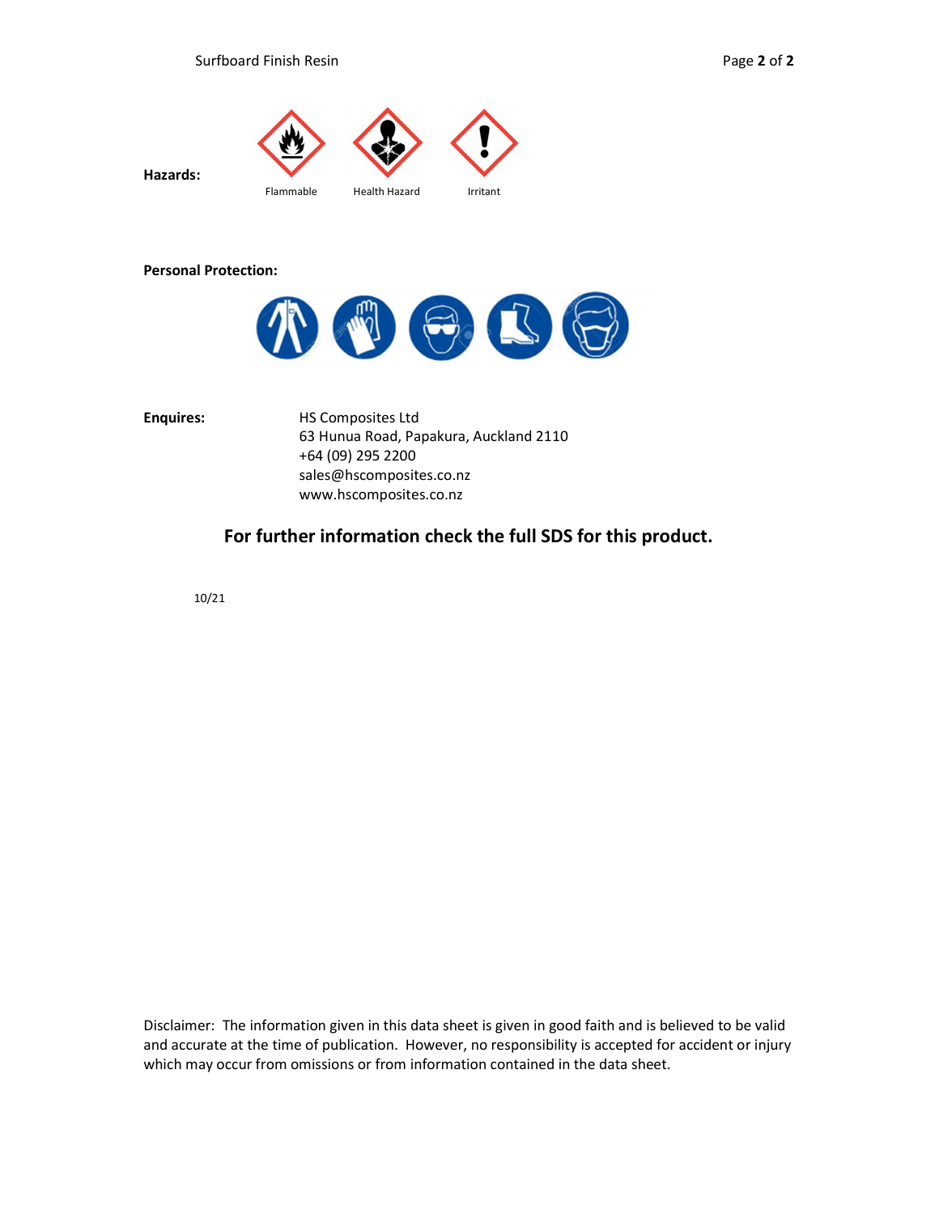**Hazards:**

Flammable

Health Hazard

Irritant

**Personal Protection:**

**Enquires:**

HS Composites Ltd
63 Hunua Road, Papakura, Auckland 2110
+64 (09) 295 2200
sales@hscomposites.co.nz
www.hscomposites.co.nz

**For further information check the full SDS for this product.**

10/21

Disclaimer: The information given in this data sheet is given in good faith and is believed to be valid and accurate at the time of publication. However, no responsibility is accepted for accident or injury which may occur from omissions or from information contained in the data sheet.